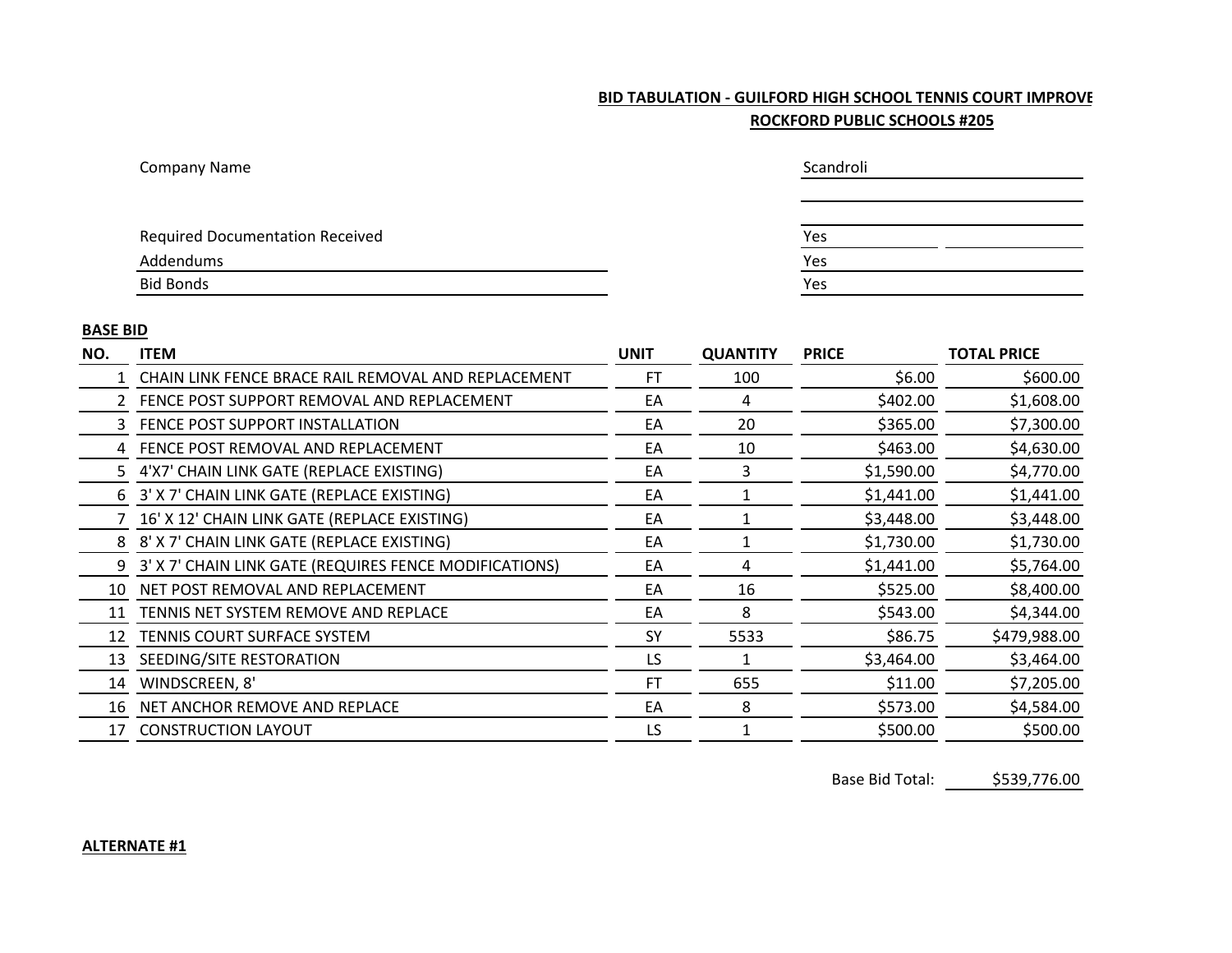**BID TABULATION - GUILFORD HIGH SCHOOL TENNIS COURT IMPROVE**

**ROCKFORD PUBLIC SCHOOLS #205**

| | |
|---|---|
| Company Name | Scandroli |
| Required Documentation Received | Yes |
| Addendums | Yes |
| Bid Bonds | Yes |

**BASE BID**

| NO. | ITEM | UNIT | QUANTITY | PRICE | TOTAL PRICE |
|---|---|---|---|---|---|
| 1 | CHAIN LINK FENCE BRACE RAIL REMOVAL AND REPLACEMENT | FT | 100 | $6.00 | $600.00 |
| 2 | FENCE POST SUPPORT REMOVAL AND REPLACEMENT | EA | 4 | $402.00 | $1,608.00 |
| 3 | FENCE POST SUPPORT INSTALLATION | EA | 20 | $365.00 | $7,300.00 |
| 4 | FENCE POST REMOVAL AND REPLACEMENT | EA | 10 | $463.00 | $4,630.00 |
| 5 | 4'X7' CHAIN LINK GATE (REPLACE EXISTING) | EA | 3 | $1,590.00 | $4,770.00 |
| 6 | 3' X 7' CHAIN LINK GATE (REPLACE EXISTING) | EA | 1 | $1,441.00 | $1,441.00 |
| 7 | 16' X 12' CHAIN LINK GATE (REPLACE EXISTING) | EA | 1 | $3,448.00 | $3,448.00 |
| 8 | 8' X 7' CHAIN LINK GATE (REPLACE EXISTING) | EA | 1 | $1,730.00 | $1,730.00 |
| 9 | 3' X 7' CHAIN LINK GATE (REQUIRES FENCE MODIFICATIONS) | EA | 4 | $1,441.00 | $5,764.00 |
| 10 | NET POST REMOVAL AND REPLACEMENT | EA | 16 | $525.00 | $8,400.00 |
| 11 | TENNIS NET SYSTEM REMOVE AND REPLACE | EA | 8 | $543.00 | $4,344.00 |
| 12 | TENNIS COURT SURFACE SYSTEM | SY | 5533 | $86.75 | $479,988.00 |
| 13 | SEEDING/SITE RESTORATION | LS | 1 | $3,464.00 | $3,464.00 |
| 14 | WINDSCREEN, 8' | FT | 655 | $11.00 | $7,205.00 |
| 16 | NET ANCHOR REMOVE AND REPLACE | EA | 8 | $573.00 | $4,584.00 |
| 17 | CONSTRUCTION LAYOUT | LS | 1 | $500.00 | $500.00 |
| | | | | Base Bid Total: | $539,776.00 |

**ALTERNATE #1**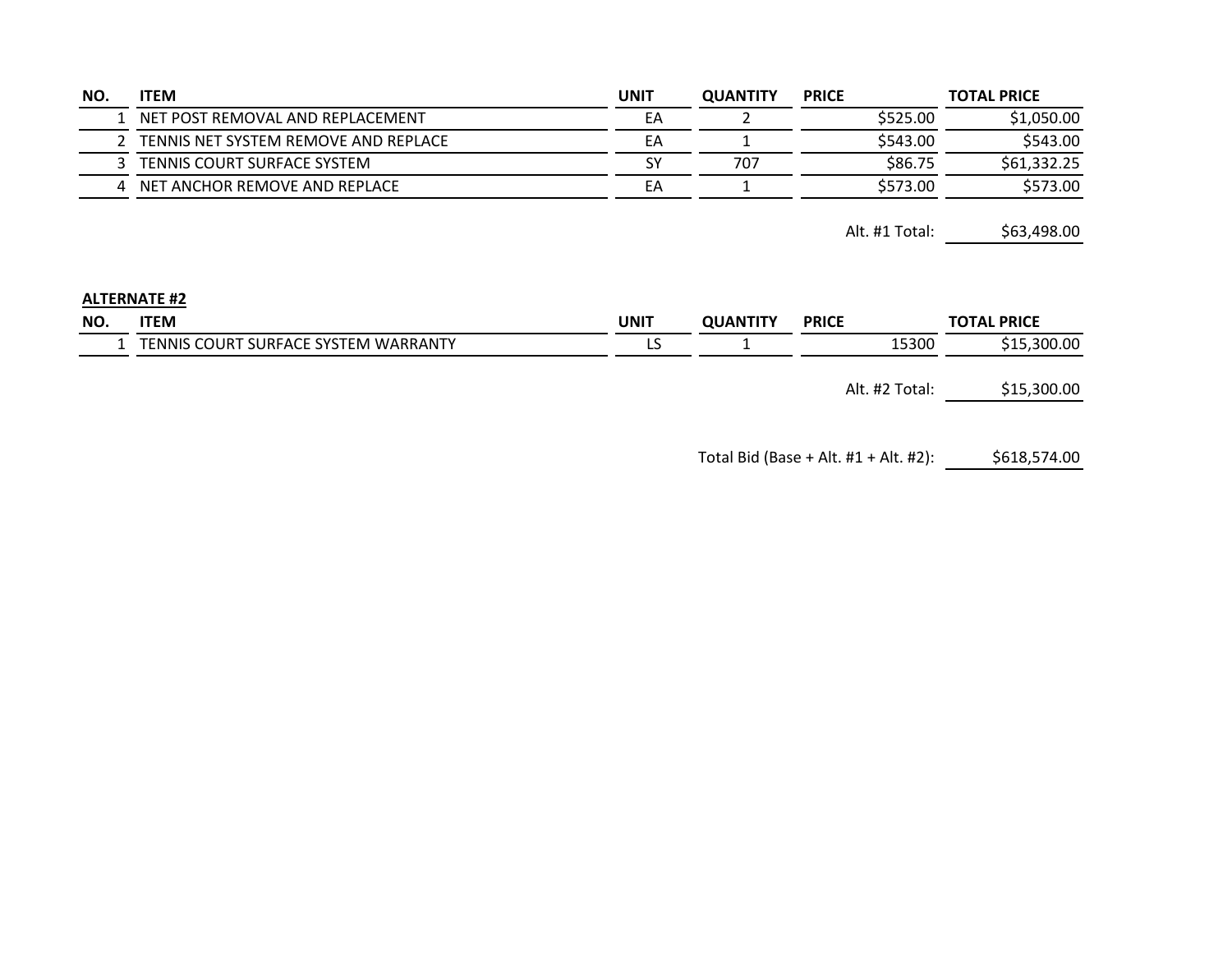| NO. | ITEM | UNIT | QUANTITY | PRICE | TOTAL PRICE |
|---|---|---|---|---|---|
| 1 | NET POST REMOVAL AND REPLACEMENT | EA | 2 | $525.00 | $1,050.00 |
| 2 | TENNIS NET SYSTEM REMOVE AND REPLACE | EA | 1 | $543.00 | $543.00 |
| 3 | TENNIS COURT SURFACE SYSTEM | SY | 707 | $86.75 | $61,332.25 |
| 4 | NET ANCHOR REMOVE AND REPLACE | EA | 1 | $573.00 | $573.00 |

Alt. #1 Total: $63,498.00

**ALTERNATE #2**

| NO. | ITEM | UNIT | QUANTITY | PRICE | TOTAL PRICE |
|---|---|---|---|---|---|
| 1 | TENNIS COURT SURFACE SYSTEM WARRANTY | LS | 1 | 15300 | $15,300.00 |

Alt. #2 Total: $15,300.00

Total Bid (Base + Alt. #1 + Alt. #2): $618,574.00